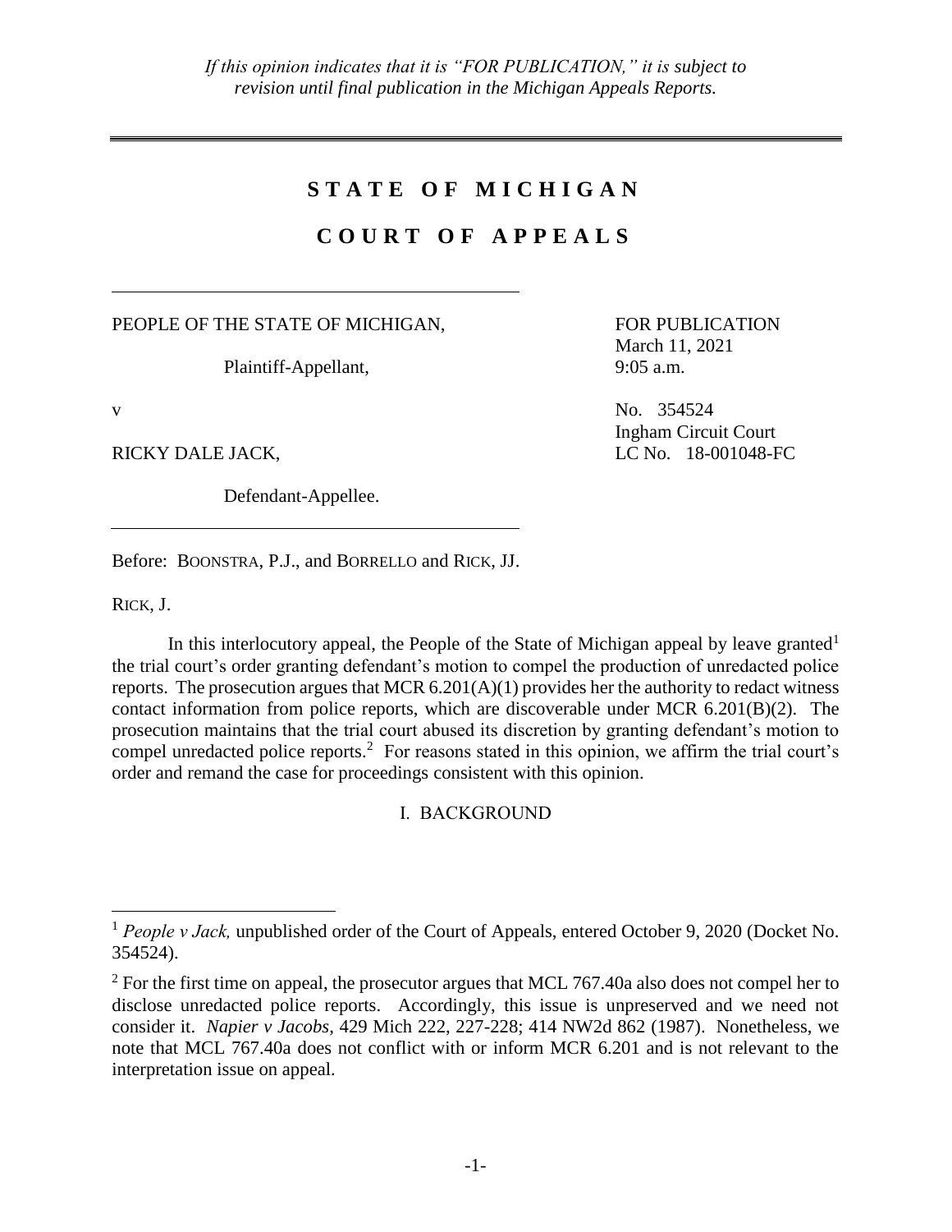*If this opinion indicates that it is "FOR PUBLICATION," it is subject to revision until final publication in the Michigan Appeals Reports.*

---

# STATE OF MICHIGAN

# COURT OF APPEALS

---

PEOPLE OF THE STATE OF MICHIGAN,

Plaintiff-Appellant,

v

RICKY DALE JACK,

Defendant-Appellee.

---

FOR PUBLICATION
March 11, 2021
9:05 a.m.

No. 354524
Ingham Circuit Court
LC No. 18-001048-FC

Before: BOONSTRA, P.J., and BORRELLO and RICK, JJ.

RICK, J.

In this interlocutory appeal, the People of the State of Michigan appeal by leave granted[1] the trial court's order granting defendant's motion to compel the production of unredacted police reports. The prosecution argues that MCR 6.201(A)(1) provides her the authority to redact witness contact information from police reports, which are discoverable under MCR 6.201(B)(2). The prosecution maintains that the trial court abused its discretion by granting defendant's motion to compel unredacted police reports.[2] For reasons stated in this opinion, we affirm the trial court's order and remand the case for proceedings consistent with this opinion.

## I. BACKGROUND

---

[1] *People v Jack,* unpublished order of the Court of Appeals, entered October 9, 2020 (Docket No. 354524).

[2] For the first time on appeal, the prosecutor argues that MCL 767.40a also does not compel her to disclose unredacted police reports. Accordingly, this issue is unpreserved and we need not consider it. *Napier v Jacobs*, 429 Mich 222, 227-228; 414 NW2d 862 (1987). Nonetheless, we note that MCL 767.40a does not conflict with or inform MCR 6.201 and is not relevant to the interpretation issue on appeal.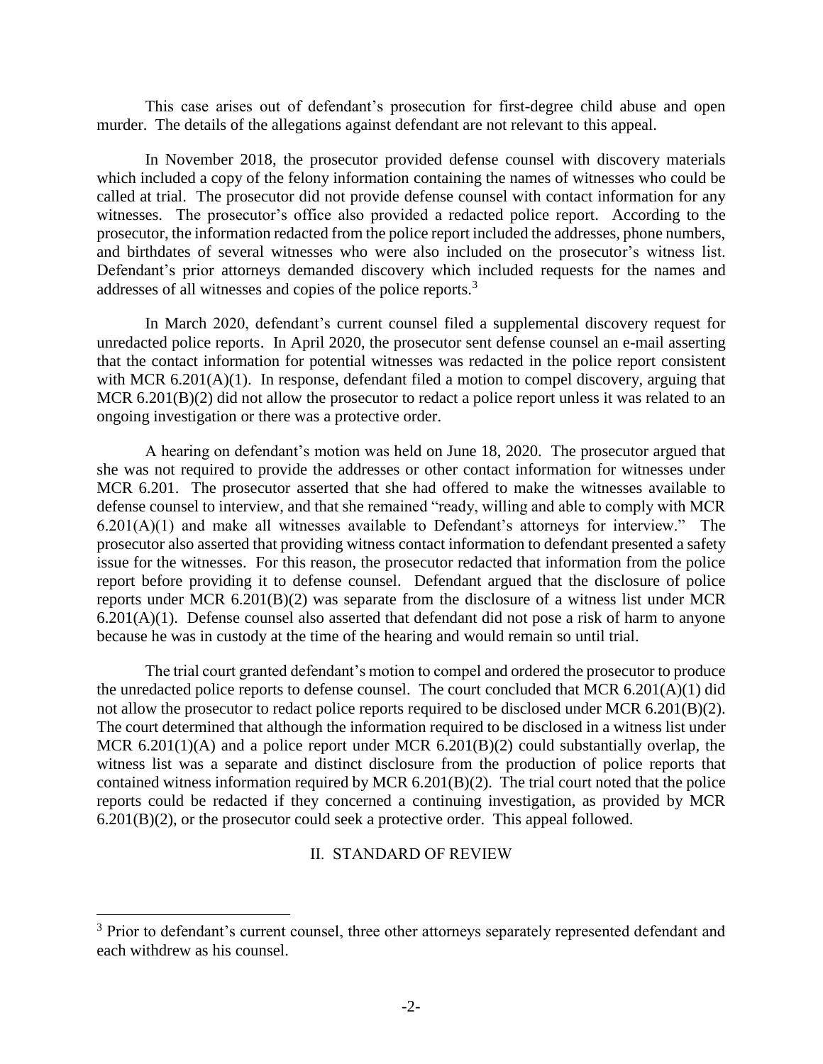This case arises out of defendant's prosecution for first-degree child abuse and open murder. The details of the allegations against defendant are not relevant to this appeal.

In November 2018, the prosecutor provided defense counsel with discovery materials which included a copy of the felony information containing the names of witnesses who could be called at trial. The prosecutor did not provide defense counsel with contact information for any witnesses. The prosecutor's office also provided a redacted police report. According to the prosecutor, the information redacted from the police report included the addresses, phone numbers, and birthdates of several witnesses who were also included on the prosecutor's witness list. Defendant's prior attorneys demanded discovery which included requests for the names and addresses of all witnesses and copies of the police reports.[3]

In March 2020, defendant's current counsel filed a supplemental discovery request for unredacted police reports. In April 2020, the prosecutor sent defense counsel an e-mail asserting that the contact information for potential witnesses was redacted in the police report consistent with MCR 6.201(A)(1). In response, defendant filed a motion to compel discovery, arguing that MCR 6.201(B)(2) did not allow the prosecutor to redact a police report unless it was related to an ongoing investigation or there was a protective order.

A hearing on defendant's motion was held on June 18, 2020. The prosecutor argued that she was not required to provide the addresses or other contact information for witnesses under MCR 6.201. The prosecutor asserted that she had offered to make the witnesses available to defense counsel to interview, and that she remained "ready, willing and able to comply with MCR 6.201(A)(1) and make all witnesses available to Defendant's attorneys for interview." The prosecutor also asserted that providing witness contact information to defendant presented a safety issue for the witnesses. For this reason, the prosecutor redacted that information from the police report before providing it to defense counsel. Defendant argued that the disclosure of police reports under MCR 6.201(B)(2) was separate from the disclosure of a witness list under MCR 6.201(A)(1). Defense counsel also asserted that defendant did not pose a risk of harm to anyone because he was in custody at the time of the hearing and would remain so until trial.

The trial court granted defendant's motion to compel and ordered the prosecutor to produce the unredacted police reports to defense counsel. The court concluded that MCR 6.201(A)(1) did not allow the prosecutor to redact police reports required to be disclosed under MCR 6.201(B)(2). The court determined that although the information required to be disclosed in a witness list under MCR 6.201(1)(A) and a police report under MCR 6.201(B)(2) could substantially overlap, the witness list was a separate and distinct disclosure from the production of police reports that contained witness information required by MCR 6.201(B)(2). The trial court noted that the police reports could be redacted if they concerned a continuing investigation, as provided by MCR 6.201(B)(2), or the prosecutor could seek a protective order. This appeal followed.

## II. STANDARD OF REVIEW

[3] Prior to defendant's current counsel, three other attorneys separately represented defendant and each withdrew as his counsel.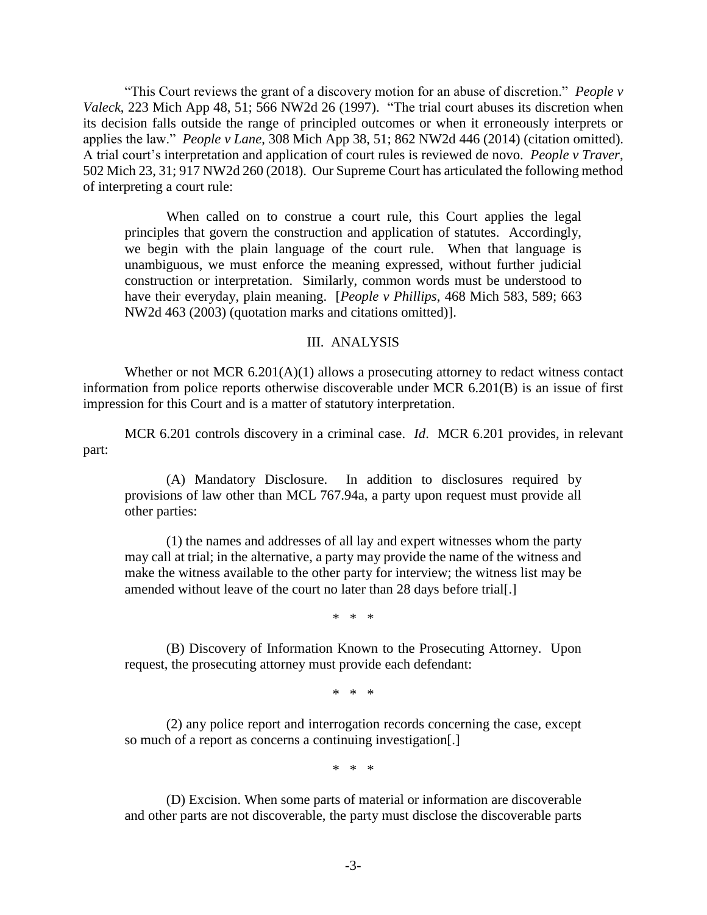"This Court reviews the grant of a discovery motion for an abuse of discretion." *People v Valeck*, 223 Mich App 48, 51; 566 NW2d 26 (1997). "The trial court abuses its discretion when its decision falls outside the range of principled outcomes or when it erroneously interprets or applies the law." *People v Lane*, 308 Mich App 38, 51; 862 NW2d 446 (2014) (citation omitted). A trial court's interpretation and application of court rules is reviewed de novo. *People v Traver*, 502 Mich 23, 31; 917 NW2d 260 (2018). Our Supreme Court has articulated the following method of interpreting a court rule:

> When called on to construe a court rule, this Court applies the legal principles that govern the construction and application of statutes. Accordingly, we begin with the plain language of the court rule. When that language is unambiguous, we must enforce the meaning expressed, without further judicial construction or interpretation. Similarly, common words must be understood to have their everyday, plain meaning. [*People v Phillips*, 468 Mich 583, 589; 663 NW2d 463 (2003) (quotation marks and citations omitted)].

## III. ANALYSIS

Whether or not MCR 6.201(A)(1) allows a prosecuting attorney to redact witness contact information from police reports otherwise discoverable under MCR 6.201(B) is an issue of first impression for this Court and is a matter of statutory interpretation.

MCR 6.201 controls discovery in a criminal case. *Id*. MCR 6.201 provides, in relevant part:

> (A) Mandatory Disclosure. In addition to disclosures required by provisions of law other than MCL 767.94a, a party upon request must provide all other parties:
>
> (1) the names and addresses of all lay and expert witnesses whom the party may call at trial; in the alternative, a party may provide the name of the witness and make the witness available to the other party for interview; the witness list may be amended without leave of the court no later than 28 days before trial[.]
>
> \* \* \*
>
> (B) Discovery of Information Known to the Prosecuting Attorney. Upon request, the prosecuting attorney must provide each defendant:
>
> \* \* \*
>
> (2) any police report and interrogation records concerning the case, except so much of a report as concerns a continuing investigation[.]
>
> \* \* \*
>
> (D) Excision. When some parts of material or information are discoverable and other parts are not discoverable, the party must disclose the discoverable parts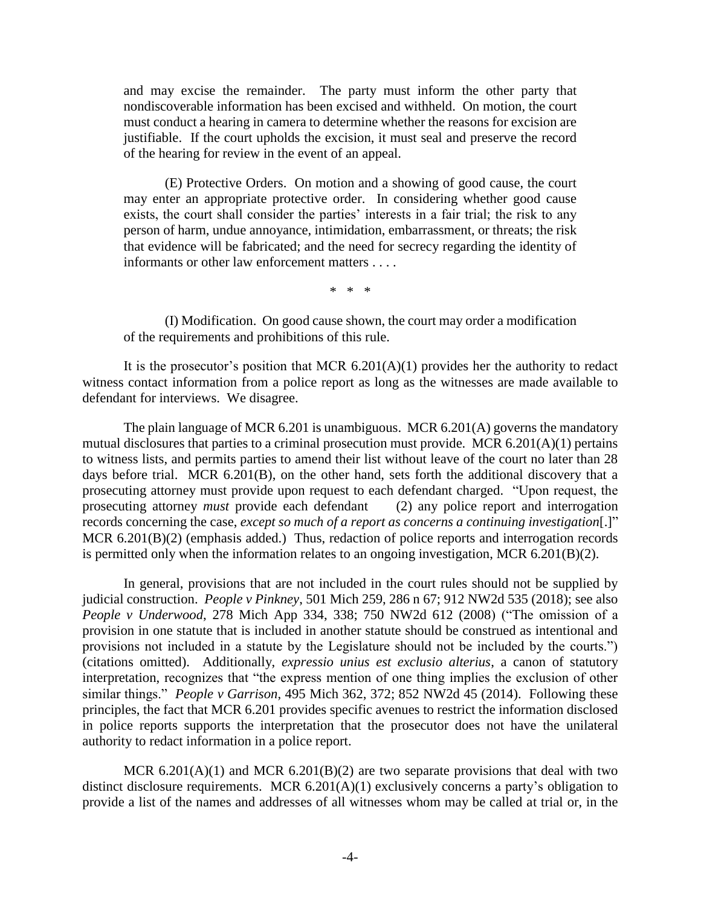> and may excise the remainder. The party must inform the other party that nondiscoverable information has been excised and withheld. On motion, the court must conduct a hearing in camera to determine whether the reasons for excision are justifiable. If the court upholds the excision, it must seal and preserve the record of the hearing for review in the event of an appeal.
>
> (E) Protective Orders. On motion and a showing of good cause, the court may enter an appropriate protective order. In considering whether good cause exists, the court shall consider the parties' interests in a fair trial; the risk to any person of harm, undue annoyance, intimidation, embarrassment, or threats; the risk that evidence will be fabricated; and the need for secrecy regarding the identity of informants or other law enforcement matters . . . .
>
> \* \* \*
>
> (I) Modification. On good cause shown, the court may order a modification of the requirements and prohibitions of this rule.

It is the prosecutor's position that MCR 6.201(A)(1) provides her the authority to redact witness contact information from a police report as long as the witnesses are made available to defendant for interviews. We disagree.

The plain language of MCR 6.201 is unambiguous. MCR 6.201(A) governs the mandatory mutual disclosures that parties to a criminal prosecution must provide. MCR 6.201(A)(1) pertains to witness lists, and permits parties to amend their list without leave of the court no later than 28 days before trial. MCR 6.201(B), on the other hand, sets forth the additional discovery that a prosecuting attorney must provide upon request to each defendant charged. "Upon request, the prosecuting attorney *must* provide each defendant (2) any police report and interrogation records concerning the case, *except so much of a report as concerns a continuing investigation*[.]" MCR 6.201(B)(2) (emphasis added.) Thus, redaction of police reports and interrogation records is permitted only when the information relates to an ongoing investigation, MCR 6.201(B)(2).

In general, provisions that are not included in the court rules should not be supplied by judicial construction. *People v Pinkney*, 501 Mich 259, 286 n 67; 912 NW2d 535 (2018); see also *People v Underwood*, 278 Mich App 334, 338; 750 NW2d 612 (2008) ("The omission of a provision in one statute that is included in another statute should be construed as intentional and provisions not included in a statute by the Legislature should not be included by the courts.") (citations omitted). Additionally, *expressio unius est exclusio alterius*, a canon of statutory interpretation, recognizes that "the express mention of one thing implies the exclusion of other similar things." *People v Garrison*, 495 Mich 362, 372; 852 NW2d 45 (2014). Following these principles, the fact that MCR 6.201 provides specific avenues to restrict the information disclosed in police reports supports the interpretation that the prosecutor does not have the unilateral authority to redact information in a police report.

MCR 6.201(A)(1) and MCR 6.201(B)(2) are two separate provisions that deal with two distinct disclosure requirements. MCR 6.201(A)(1) exclusively concerns a party's obligation to provide a list of the names and addresses of all witnesses whom may be called at trial or, in the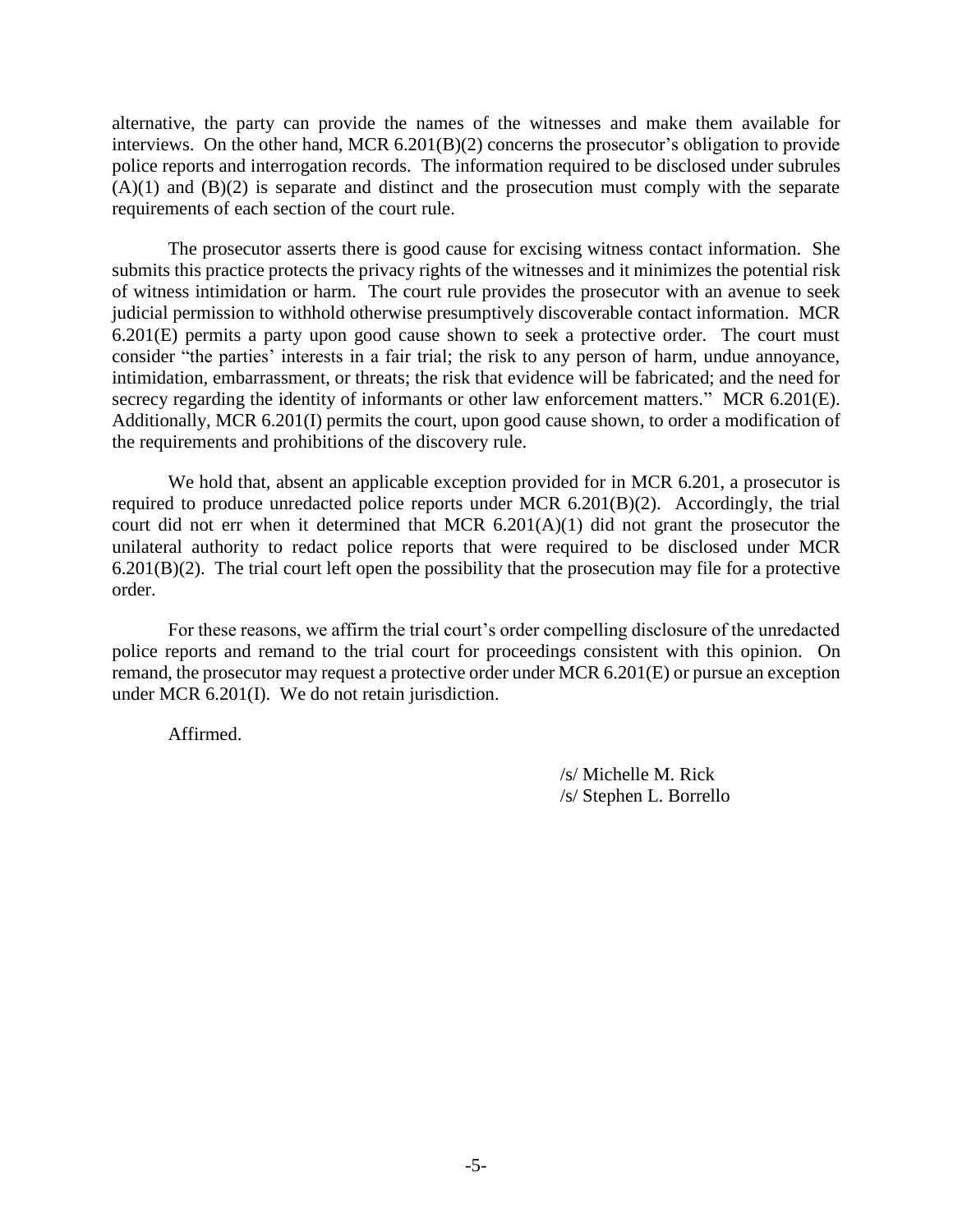alternative, the party can provide the names of the witnesses and make them available for interviews. On the other hand, MCR 6.201(B)(2) concerns the prosecutor's obligation to provide police reports and interrogation records. The information required to be disclosed under subrules (A)(1) and (B)(2) is separate and distinct and the prosecution must comply with the separate requirements of each section of the court rule.

The prosecutor asserts there is good cause for excising witness contact information. She submits this practice protects the privacy rights of the witnesses and it minimizes the potential risk of witness intimidation or harm. The court rule provides the prosecutor with an avenue to seek judicial permission to withhold otherwise presumptively discoverable contact information. MCR 6.201(E) permits a party upon good cause shown to seek a protective order. The court must consider "the parties' interests in a fair trial; the risk to any person of harm, undue annoyance, intimidation, embarrassment, or threats; the risk that evidence will be fabricated; and the need for secrecy regarding the identity of informants or other law enforcement matters." MCR 6.201(E). Additionally, MCR 6.201(I) permits the court, upon good cause shown, to order a modification of the requirements and prohibitions of the discovery rule.

We hold that, absent an applicable exception provided for in MCR 6.201, a prosecutor is required to produce unredacted police reports under MCR 6.201(B)(2). Accordingly, the trial court did not err when it determined that MCR 6.201(A)(1) did not grant the prosecutor the unilateral authority to redact police reports that were required to be disclosed under MCR 6.201(B)(2). The trial court left open the possibility that the prosecution may file for a protective order.

For these reasons, we affirm the trial court's order compelling disclosure of the unredacted police reports and remand to the trial court for proceedings consistent with this opinion. On remand, the prosecutor may request a protective order under MCR 6.201(E) or pursue an exception under MCR 6.201(I). We do not retain jurisdiction.

Affirmed.

/s/ Michelle M. Rick
/s/ Stephen L. Borrello